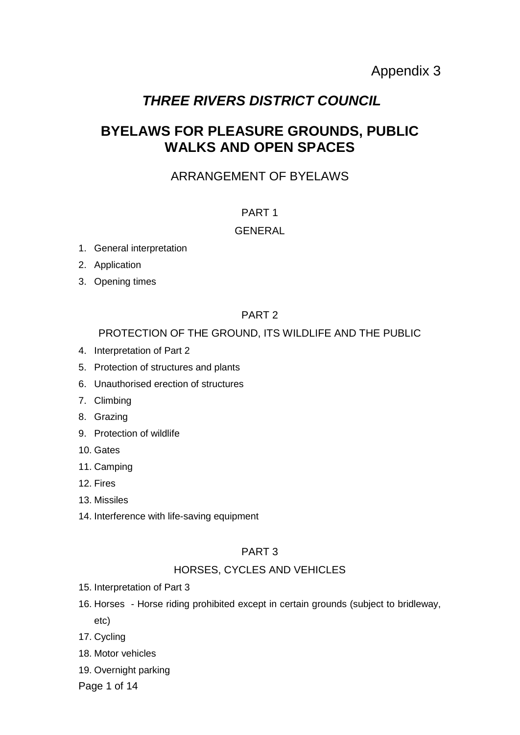Appendix 3

# *THREE RIVERS DISTRICT COUNCIL*

# BYELAWS FOR PLEASURE GROUNDS, PUBLIC WALKS AND OPEN SPACES

## ARRANGEMENT OF BYELAWS

### PART 1

### GENERAL

1. General interpretation
2. Application
3. Opening times

### PART 2

### PROTECTION OF THE GROUND, ITS WILDLIFE AND THE PUBLIC

4. Interpretation of Part 2
5. Protection of structures and plants
6. Unauthorised erection of structures
7. Climbing
8. Grazing
9. Protection of wildlife
10. Gates
11. Camping
12. Fires
13. Missiles
14. Interference with life-saving equipment

### PART 3

### HORSES, CYCLES AND VEHICLES

15. Interpretation of Part 3
16. Horses - Horse riding prohibited except in certain grounds (subject to bridleway, etc)
17. Cycling
18. Motor vehicles
19. Overnight parking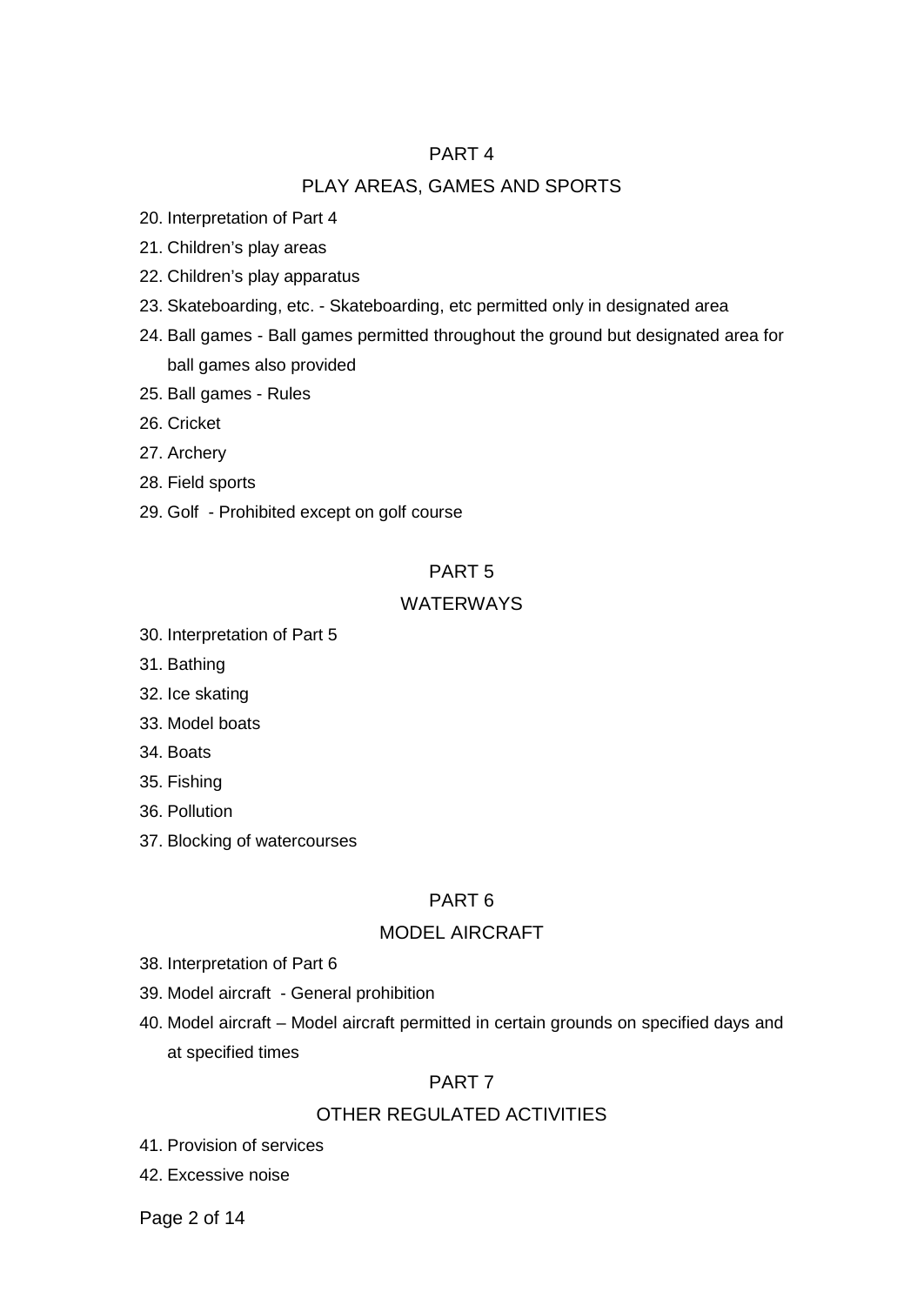## PART 4

## PLAY AREAS, GAMES AND SPORTS

20. Interpretation of Part 4
21. Children's play areas
22. Children's play apparatus
23. Skateboarding, etc. - Skateboarding, etc permitted only in designated area
24. Ball games - Ball games permitted throughout the ground but designated area for ball games also provided
25. Ball games - Rules
26. Cricket
27. Archery
28. Field sports
29. Golf - Prohibited except on golf course

## PART 5

## WATERWAYS

30. Interpretation of Part 5
31. Bathing
32. Ice skating
33. Model boats
34. Boats
35. Fishing
36. Pollution
37. Blocking of watercourses

## PART 6

## MODEL AIRCRAFT

38. Interpretation of Part 6
39. Model aircraft - General prohibition
40. Model aircraft – Model aircraft permitted in certain grounds on specified days and at specified times

## PART 7

## OTHER REGULATED ACTIVITIES

41. Provision of services
42. Excessive noise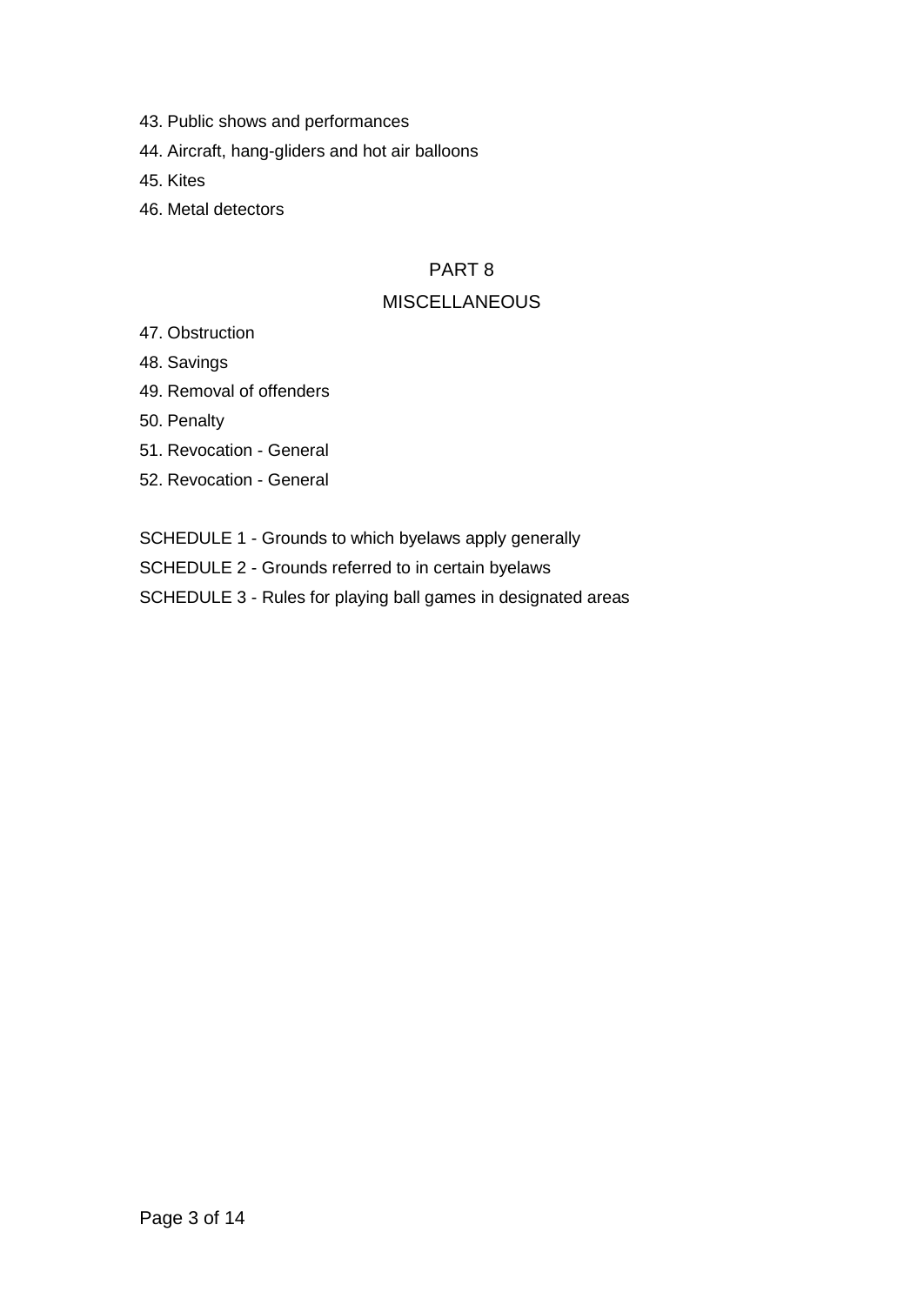43. Public shows and performances

44. Aircraft, hang-gliders and hot air balloons

45. Kites

46. Metal detectors

## PART 8

## MISCELLANEOUS

47. Obstruction

48. Savings

49. Removal of offenders

50. Penalty

51. Revocation - General

52. Revocation - General

SCHEDULE 1 - Grounds to which byelaws apply generally

SCHEDULE 2 - Grounds referred to in certain byelaws

SCHEDULE 3 - Rules for playing ball games in designated areas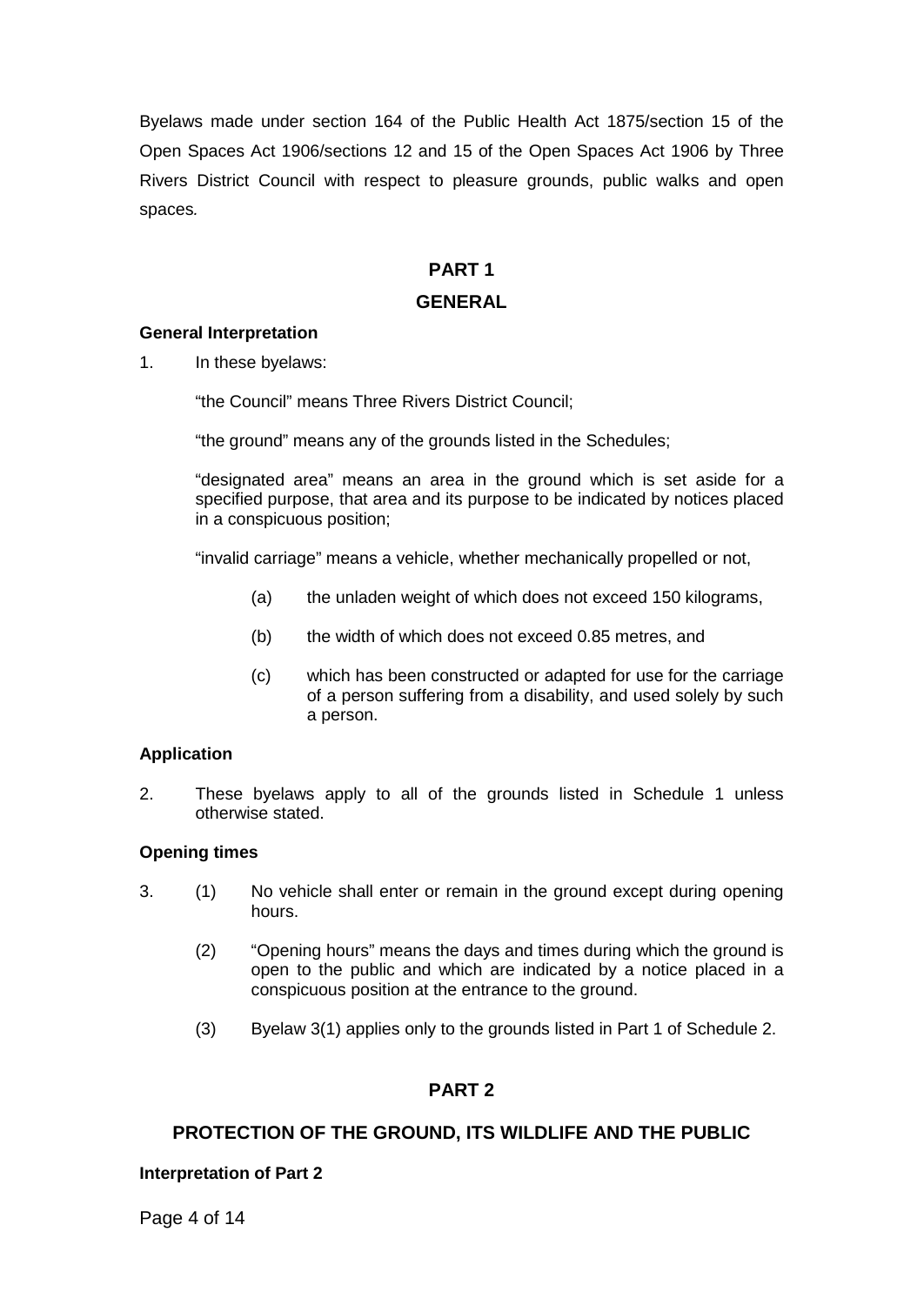Byelaws made under section 164 of the Public Health Act 1875/section 15 of the Open Spaces Act 1906/sections 12 and 15 of the Open Spaces Act 1906 by Three Rivers District Council with respect to pleasure grounds, public walks and open spaces.

## PART 1

## GENERAL

**General Interpretation**

1. In these byelaws:

   "the Council" means Three Rivers District Council;

   "the ground" means any of the grounds listed in the Schedules;

   "designated area" means an area in the ground which is set aside for a specified purpose, that area and its purpose to be indicated by notices placed in a conspicuous position;

   "invalid carriage" means a vehicle, whether mechanically propelled or not,

   (a) the unladen weight of which does not exceed 150 kilograms,

   (b) the width of which does not exceed 0.85 metres, and

   (c) which has been constructed or adapted for use for the carriage of a person suffering from a disability, and used solely by such a person.

**Application**

2. These byelaws apply to all of the grounds listed in Schedule 1 unless otherwise stated.

**Opening times**

3. (1) No vehicle shall enter or remain in the ground except during opening hours.

   (2) "Opening hours" means the days and times during which the ground is open to the public and which are indicated by a notice placed in a conspicuous position at the entrance to the ground.

   (3) Byelaw 3(1) applies only to the grounds listed in Part 1 of Schedule 2.

## PART 2

## PROTECTION OF THE GROUND, ITS WILDLIFE AND THE PUBLIC

**Interpretation of Part 2**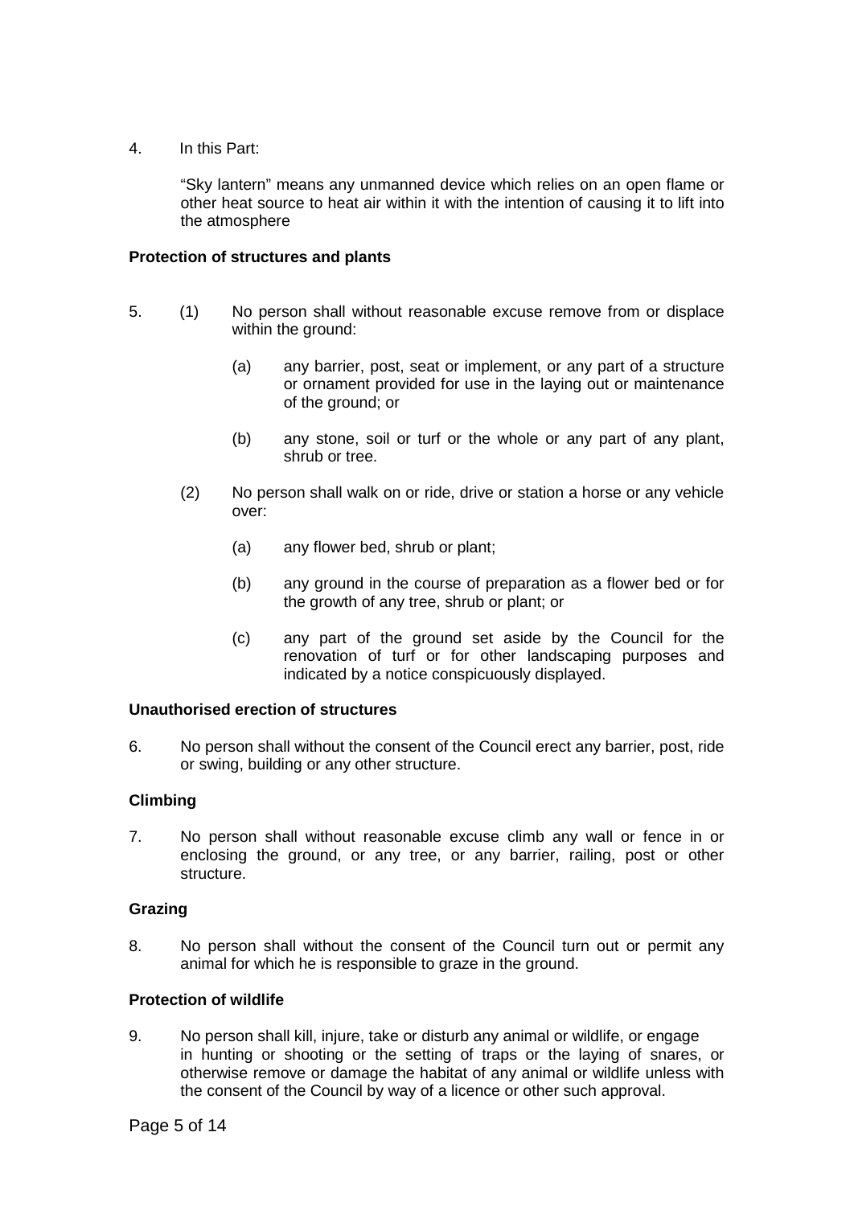4. In this Part:

   "Sky lantern" means any unmanned device which relies on an open flame or other heat source to heat air within it with the intention of causing it to lift into the atmosphere

**Protection of structures and plants**

5. (1) No person shall without reasonable excuse remove from or displace within the ground:

      (a) any barrier, post, seat or implement, or any part of a structure or ornament provided for use in the laying out or maintenance of the ground; or

      (b) any stone, soil or turf or the whole or any part of any plant, shrub or tree.

   (2) No person shall walk on or ride, drive or station a horse or any vehicle over:

      (a) any flower bed, shrub or plant;

      (b) any ground in the course of preparation as a flower bed or for the growth of any tree, shrub or plant; or

      (c) any part of the ground set aside by the Council for the renovation of turf or for other landscaping purposes and indicated by a notice conspicuously displayed.

**Unauthorised erection of structures**

6. No person shall without the consent of the Council erect any barrier, post, ride or swing, building or any other structure.

**Climbing**

7. No person shall without reasonable excuse climb any wall or fence in or enclosing the ground, or any tree, or any barrier, railing, post or other structure.

**Grazing**

8. No person shall without the consent of the Council turn out or permit any animal for which he is responsible to graze in the ground.

**Protection of wildlife**

9. No person shall kill, injure, take or disturb any animal or wildlife, or engage in hunting or shooting or the setting of traps or the laying of snares, or otherwise remove or damage the habitat of any animal or wildlife unless with the consent of the Council by way of a licence or other such approval.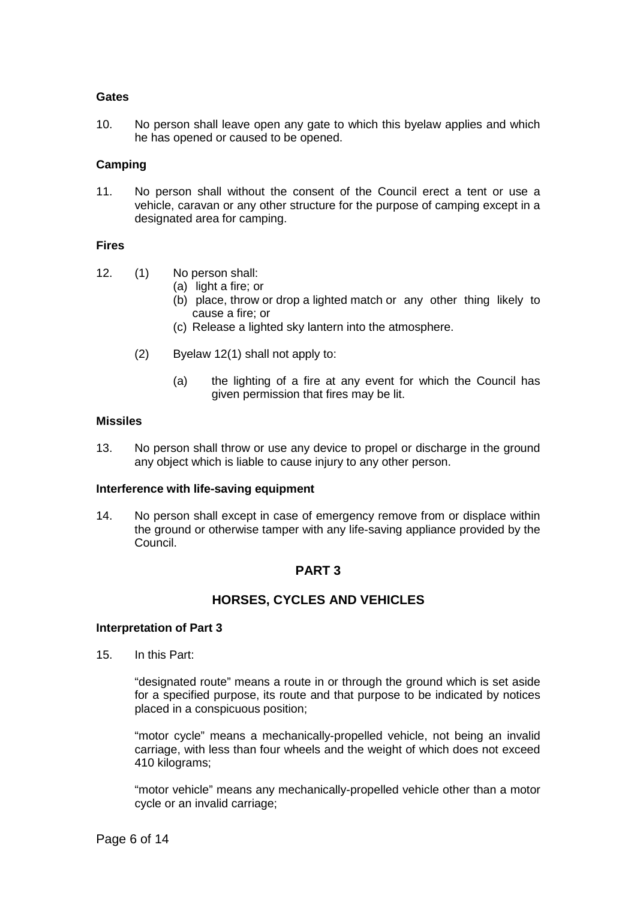**Gates**

10. No person shall leave open any gate to which this byelaw applies and which he has opened or caused to be opened.

**Camping**

11. No person shall without the consent of the Council erect a tent or use a vehicle, caravan or any other structure for the purpose of camping except in a designated area for camping.

**Fires**

12. (1) No person shall:
    - (a) light a fire; or
    - (b) place, throw or drop a lighted match or any other thing likely to cause a fire; or
    - (c) Release a lighted sky lantern into the atmosphere.

    (2) Byelaw 12(1) shall not apply to:

    - (a) the lighting of a fire at any event for which the Council has given permission that fires may be lit.

**Missiles**

13. No person shall throw or use any device to propel or discharge in the ground any object which is liable to cause injury to any other person.

**Interference with life-saving equipment**

14. No person shall except in case of emergency remove from or displace within the ground or otherwise tamper with any life-saving appliance provided by the Council.

## PART 3

## HORSES, CYCLES AND VEHICLES

**Interpretation of Part 3**

15. In this Part:

    "designated route" means a route in or through the ground which is set aside for a specified purpose, its route and that purpose to be indicated by notices placed in a conspicuous position;

    "motor cycle" means a mechanically-propelled vehicle, not being an invalid carriage, with less than four wheels and the weight of which does not exceed 410 kilograms;

    "motor vehicle" means any mechanically-propelled vehicle other than a motor cycle or an invalid carriage;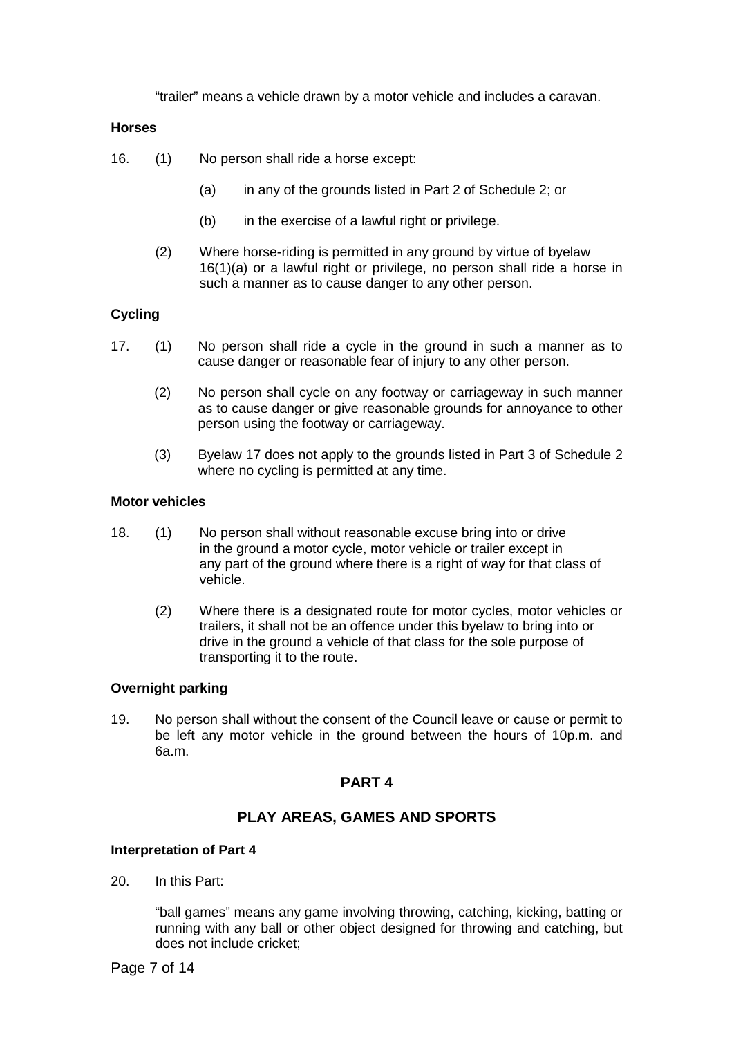"trailer" means a vehicle drawn by a motor vehicle and includes a caravan.

**Horses**

16. (1) No person shall ride a horse except:

    (a) in any of the grounds listed in Part 2 of Schedule 2; or

    (b) in the exercise of a lawful right or privilege.

    (2) Where horse-riding is permitted in any ground by virtue of byelaw 16(1)(a) or a lawful right or privilege, no person shall ride a horse in such a manner as to cause danger to any other person.

**Cycling**

17. (1) No person shall ride a cycle in the ground in such a manner as to cause danger or reasonable fear of injury to any other person.

    (2) No person shall cycle on any footway or carriageway in such manner as to cause danger or give reasonable grounds for annoyance to other person using the footway or carriageway.

    (3) Byelaw 17 does not apply to the grounds listed in Part 3 of Schedule 2 where no cycling is permitted at any time.

**Motor vehicles**

18. (1) No person shall without reasonable excuse bring into or drive in the ground a motor cycle, motor vehicle or trailer except in any part of the ground where there is a right of way for that class of vehicle.

    (2) Where there is a designated route for motor cycles, motor vehicles or trailers, it shall not be an offence under this byelaw to bring into or drive in the ground a vehicle of that class for the sole purpose of transporting it to the route.

**Overnight parking**

19. No person shall without the consent of the Council leave or cause or permit to be left any motor vehicle in the ground between the hours of 10p.m. and 6a.m.

## PART 4

## PLAY AREAS, GAMES AND SPORTS

**Interpretation of Part 4**

20. In this Part:

    "ball games" means any game involving throwing, catching, kicking, batting or running with any ball or other object designed for throwing and catching, but does not include cricket;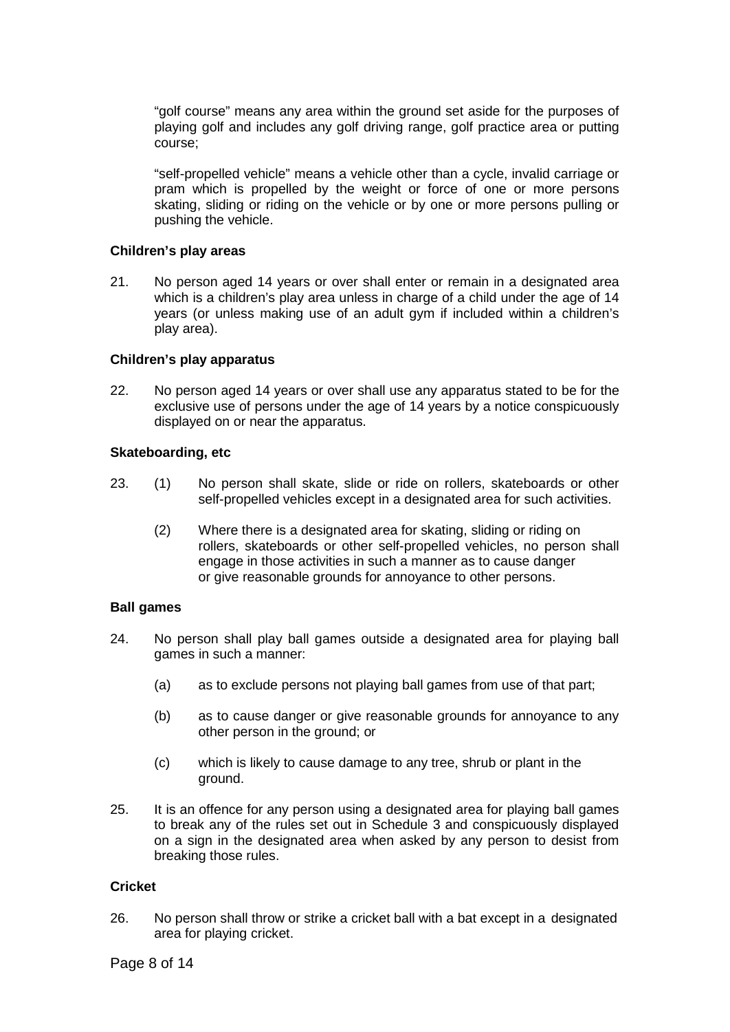"golf course" means any area within the ground set aside for the purposes of playing golf and includes any golf driving range, golf practice area or putting course;

"self-propelled vehicle" means a vehicle other than a cycle, invalid carriage or pram which is propelled by the weight or force of one or more persons skating, sliding or riding on the vehicle or by one or more persons pulling or pushing the vehicle.

**Children's play areas**

21. No person aged 14 years or over shall enter or remain in a designated area which is a children's play area unless in charge of a child under the age of 14 years (or unless making use of an adult gym if included within a children's play area).

**Children's play apparatus**

22. No person aged 14 years or over shall use any apparatus stated to be for the exclusive use of persons under the age of 14 years by a notice conspicuously displayed on or near the apparatus.

**Skateboarding, etc**

23. (1) No person shall skate, slide or ride on rollers, skateboards or other self-propelled vehicles except in a designated area for such activities.

    (2) Where there is a designated area for skating, sliding or riding on rollers, skateboards or other self-propelled vehicles, no person shall engage in those activities in such a manner as to cause danger or give reasonable grounds for annoyance to other persons.

**Ball games**

24. No person shall play ball games outside a designated area for playing ball games in such a manner:

    (a) as to exclude persons not playing ball games from use of that part;

    (b) as to cause danger or give reasonable grounds for annoyance to any other person in the ground; or

    (c) which is likely to cause damage to any tree, shrub or plant in the ground.

25. It is an offence for any person using a designated area for playing ball games to break any of the rules set out in Schedule 3 and conspicuously displayed on a sign in the designated area when asked by any person to desist from breaking those rules.

**Cricket**

26. No person shall throw or strike a cricket ball with a bat except in a designated area for playing cricket.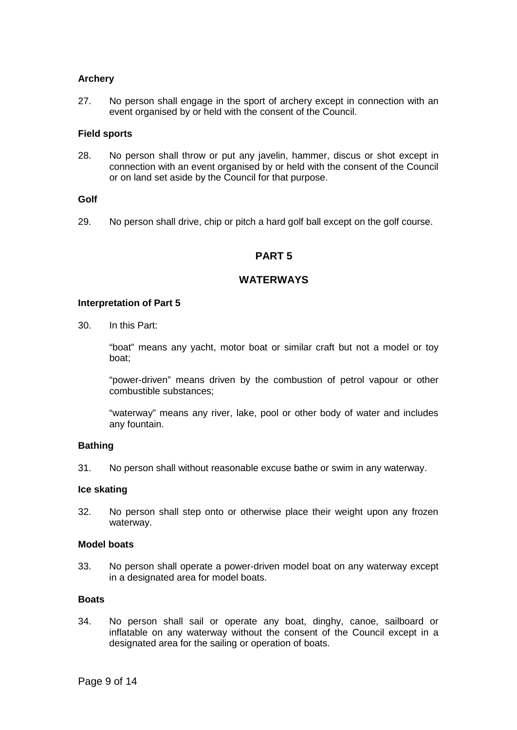**Archery**

27. No person shall engage in the sport of archery except in connection with an event organised by or held with the consent of the Council.

**Field sports**

28. No person shall throw or put any javelin, hammer, discus or shot except in connection with an event organised by or held with the consent of the Council or on land set aside by the Council for that purpose.

**Golf**

29. No person shall drive, chip or pitch a hard golf ball except on the golf course.

## PART 5

## WATERWAYS

**Interpretation of Part 5**

30. In this Part:

"boat" means any yacht, motor boat or similar craft but not a model or toy boat;

"power-driven" means driven by the combustion of petrol vapour or other combustible substances;

"waterway" means any river, lake, pool or other body of water and includes any fountain.

**Bathing**

31. No person shall without reasonable excuse bathe or swim in any waterway.

**Ice skating**

32. No person shall step onto or otherwise place their weight upon any frozen waterway.

**Model boats**

33. No person shall operate a power-driven model boat on any waterway except in a designated area for model boats.

**Boats**

34. No person shall sail or operate any boat, dinghy, canoe, sailboard or inflatable on any waterway without the consent of the Council except in a designated area for the sailing or operation of boats.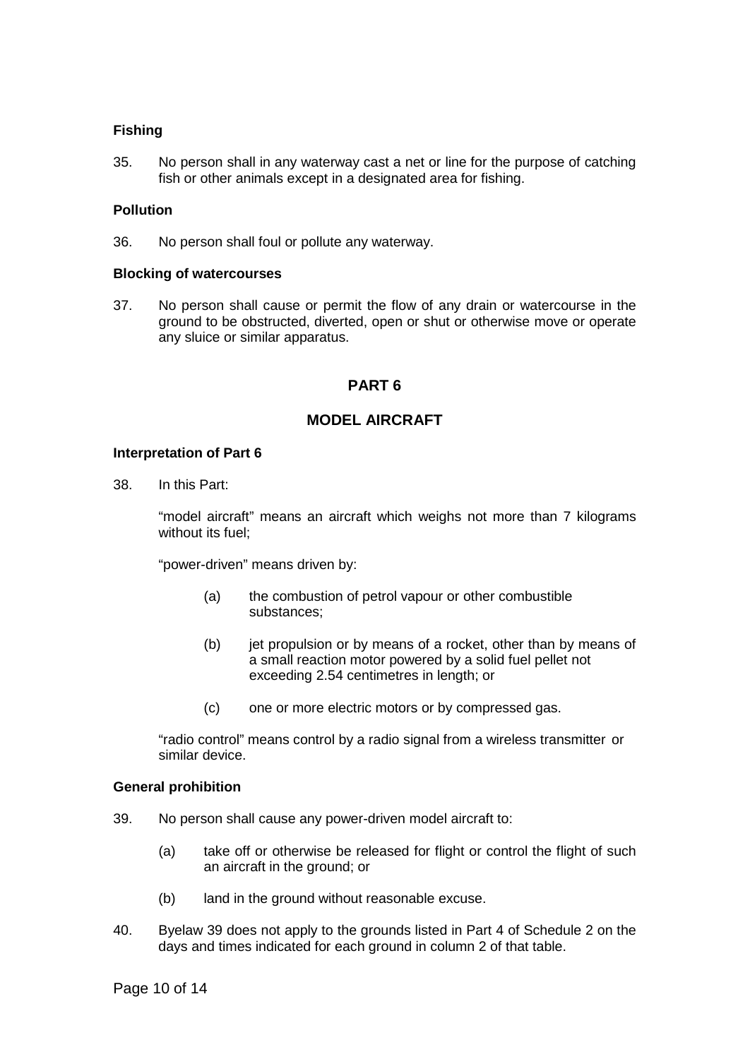**Fishing**

35. No person shall in any waterway cast a net or line for the purpose of catching fish or other animals except in a designated area for fishing.

**Pollution**

36. No person shall foul or pollute any waterway.

**Blocking of watercourses**

37. No person shall cause or permit the flow of any drain or watercourse in the ground to be obstructed, diverted, open or shut or otherwise move or operate any sluice or similar apparatus.

## PART 6

## MODEL AIRCRAFT

**Interpretation of Part 6**

38. In this Part:

"model aircraft" means an aircraft which weighs not more than 7 kilograms without its fuel;

"power-driven" means driven by:

(a) the combustion of petrol vapour or other combustible substances;

(b) jet propulsion or by means of a rocket, other than by means of a small reaction motor powered by a solid fuel pellet not exceeding 2.54 centimetres in length; or

(c) one or more electric motors or by compressed gas.

"radio control" means control by a radio signal from a wireless transmitter or similar device.

**General prohibition**

39. No person shall cause any power-driven model aircraft to:

(a) take off or otherwise be released for flight or control the flight of such an aircraft in the ground; or

(b) land in the ground without reasonable excuse.

40. Byelaw 39 does not apply to the grounds listed in Part 4 of Schedule 2 on the days and times indicated for each ground in column 2 of that table.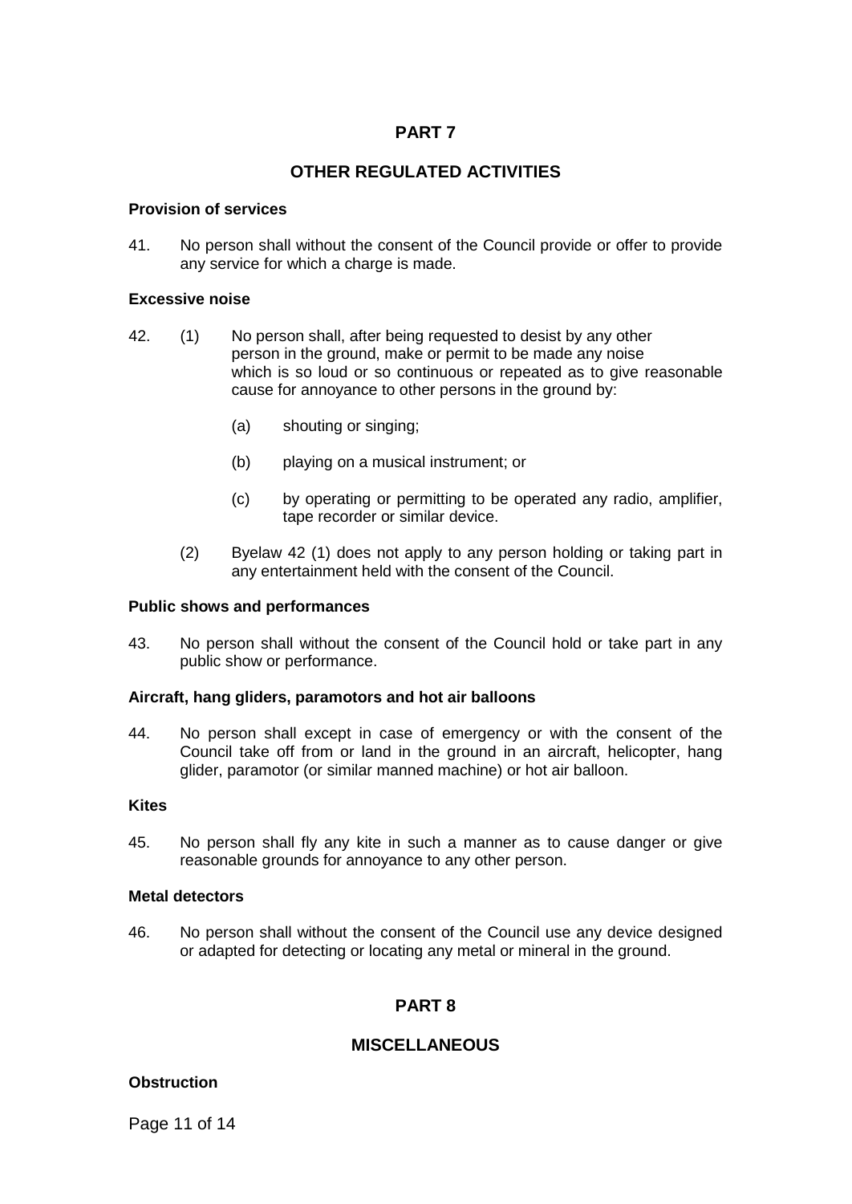## PART 7

## OTHER REGULATED ACTIVITIES

**Provision of services**

41. No person shall without the consent of the Council provide or offer to provide any service for which a charge is made.

**Excessive noise**

42. (1) No person shall, after being requested to desist by any other person in the ground, make or permit to be made any noise which is so loud or so continuous or repeated as to give reasonable cause for annoyance to other persons in the ground by:

    (a) shouting or singing;

    (b) playing on a musical instrument; or

    (c) by operating or permitting to be operated any radio, amplifier, tape recorder or similar device.

    (2) Byelaw 42 (1) does not apply to any person holding or taking part in any entertainment held with the consent of the Council.

**Public shows and performances**

43. No person shall without the consent of the Council hold or take part in any public show or performance.

**Aircraft, hang gliders, paramotors and hot air balloons**

44. No person shall except in case of emergency or with the consent of the Council take off from or land in the ground in an aircraft, helicopter, hang glider, paramotor (or similar manned machine) or hot air balloon.

**Kites**

45. No person shall fly any kite in such a manner as to cause danger or give reasonable grounds for annoyance to any other person.

**Metal detectors**

46. No person shall without the consent of the Council use any device designed or adapted for detecting or locating any metal or mineral in the ground.

## PART 8

## MISCELLANEOUS

**Obstruction**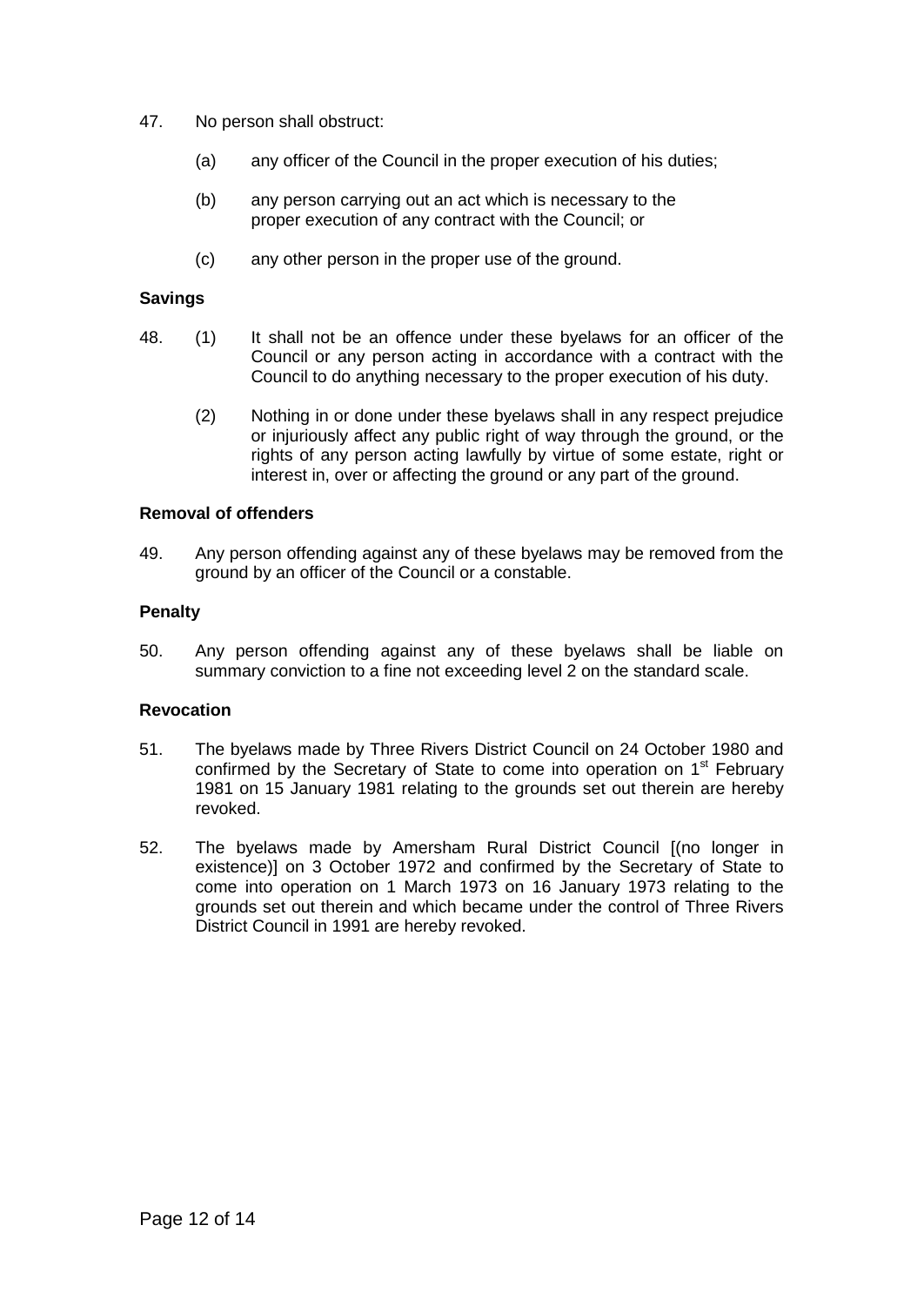47. No person shall obstruct:

    (a) any officer of the Council in the proper execution of his duties;

    (b) any person carrying out an act which is necessary to the proper execution of any contract with the Council; or

    (c) any other person in the proper use of the ground.

**Savings**

48. (1) It shall not be an offence under these byelaws for an officer of the Council or any person acting in accordance with a contract with the Council to do anything necessary to the proper execution of his duty.

    (2) Nothing in or done under these byelaws shall in any respect prejudice or injuriously affect any public right of way through the ground, or the rights of any person acting lawfully by virtue of some estate, right or interest in, over or affecting the ground or any part of the ground.

**Removal of offenders**

49. Any person offending against any of these byelaws may be removed from the ground by an officer of the Council or a constable.

**Penalty**

50. Any person offending against any of these byelaws shall be liable on summary conviction to a fine not exceeding level 2 on the standard scale.

**Revocation**

51. The byelaws made by Three Rivers District Council on 24 October 1980 and confirmed by the Secretary of State to come into operation on 1st February 1981 on 15 January 1981 relating to the grounds set out therein are hereby revoked.

52. The byelaws made by Amersham Rural District Council [(no longer in existence)] on 3 October 1972 and confirmed by the Secretary of State to come into operation on 1 March 1973 on 16 January 1973 relating to the grounds set out therein and which became under the control of Three Rivers District Council in 1991 are hereby revoked.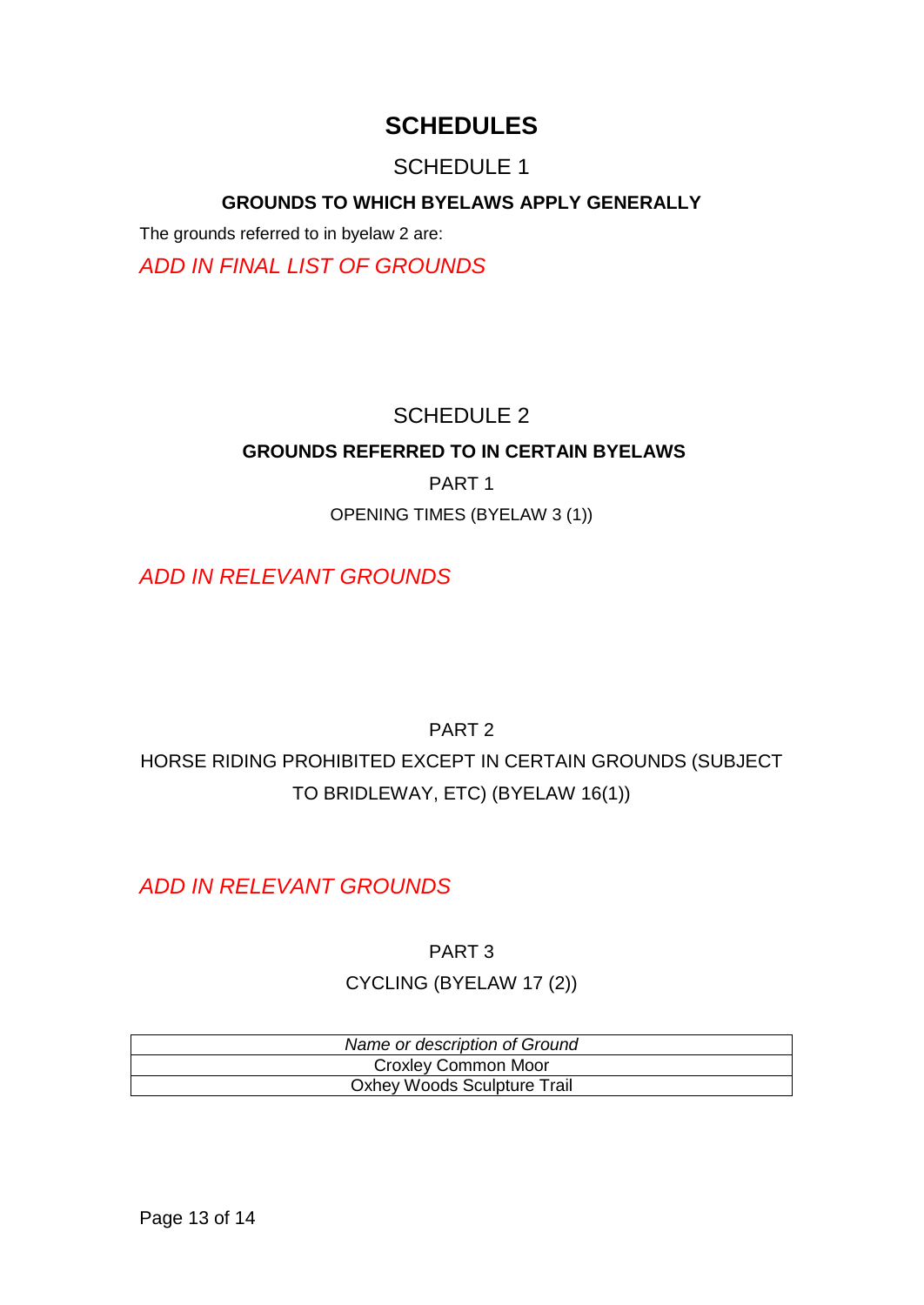# SCHEDULES

## SCHEDULE 1

### GROUNDS TO WHICH BYELAWS APPLY GENERALLY

The grounds referred to in byelaw 2 are:

*ADD IN FINAL LIST OF GROUNDS*

## SCHEDULE 2

### GROUNDS REFERRED TO IN CERTAIN BYELAWS

PART 1

OPENING TIMES (BYELAW 3 (1))

*ADD IN RELEVANT GROUNDS*

PART 2

HORSE RIDING PROHIBITED EXCEPT IN CERTAIN GROUNDS (SUBJECT TO BRIDLEWAY, ETC) (BYELAW 16(1))

*ADD IN RELEVANT GROUNDS*

PART 3

CYCLING (BYELAW 17 (2))

| *Name or description of Ground* |
| --- |
| Croxley Common Moor |
| Oxhey Woods Sculpture Trail |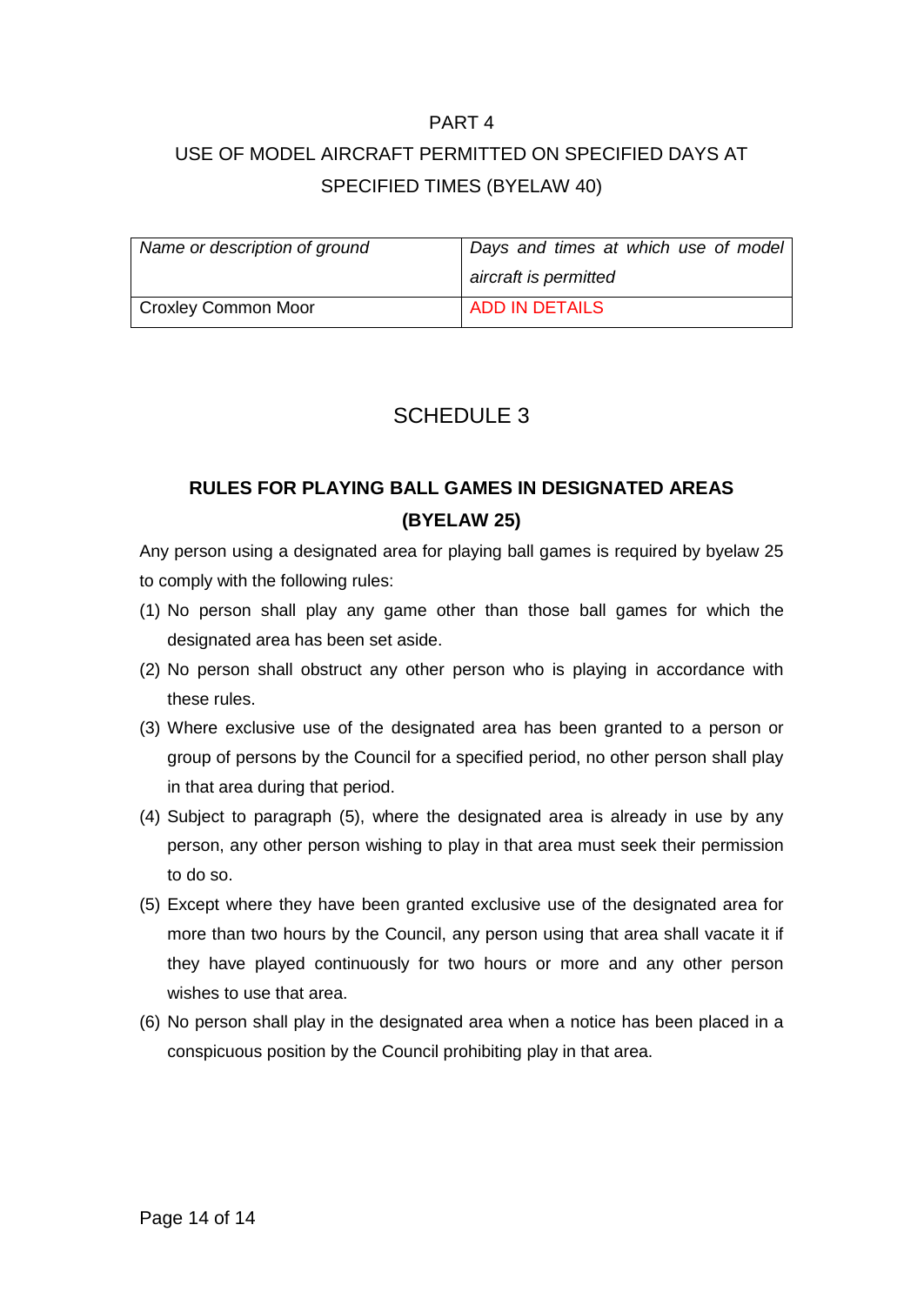## PART 4

## USE OF MODEL AIRCRAFT PERMITTED ON SPECIFIED DAYS AT SPECIFIED TIMES (BYELAW 40)

| *Name or description of ground* | *Days and times at which use of model aircraft is permitted* |
|---|---|
| Croxley Common Moor | ADD IN DETAILS |

# SCHEDULE 3

## RULES FOR PLAYING BALL GAMES IN DESIGNATED AREAS (BYELAW 25)

Any person using a designated area for playing ball games is required by byelaw 25 to comply with the following rules:

(1) No person shall play any game other than those ball games for which the designated area has been set aside.

(2) No person shall obstruct any other person who is playing in accordance with these rules.

(3) Where exclusive use of the designated area has been granted to a person or group of persons by the Council for a specified period, no other person shall play in that area during that period.

(4) Subject to paragraph (5), where the designated area is already in use by any person, any other person wishing to play in that area must seek their permission to do so.

(5) Except where they have been granted exclusive use of the designated area for more than two hours by the Council, any person using that area shall vacate it if they have played continuously for two hours or more and any other person wishes to use that area.

(6) No person shall play in the designated area when a notice has been placed in a conspicuous position by the Council prohibiting play in that area.